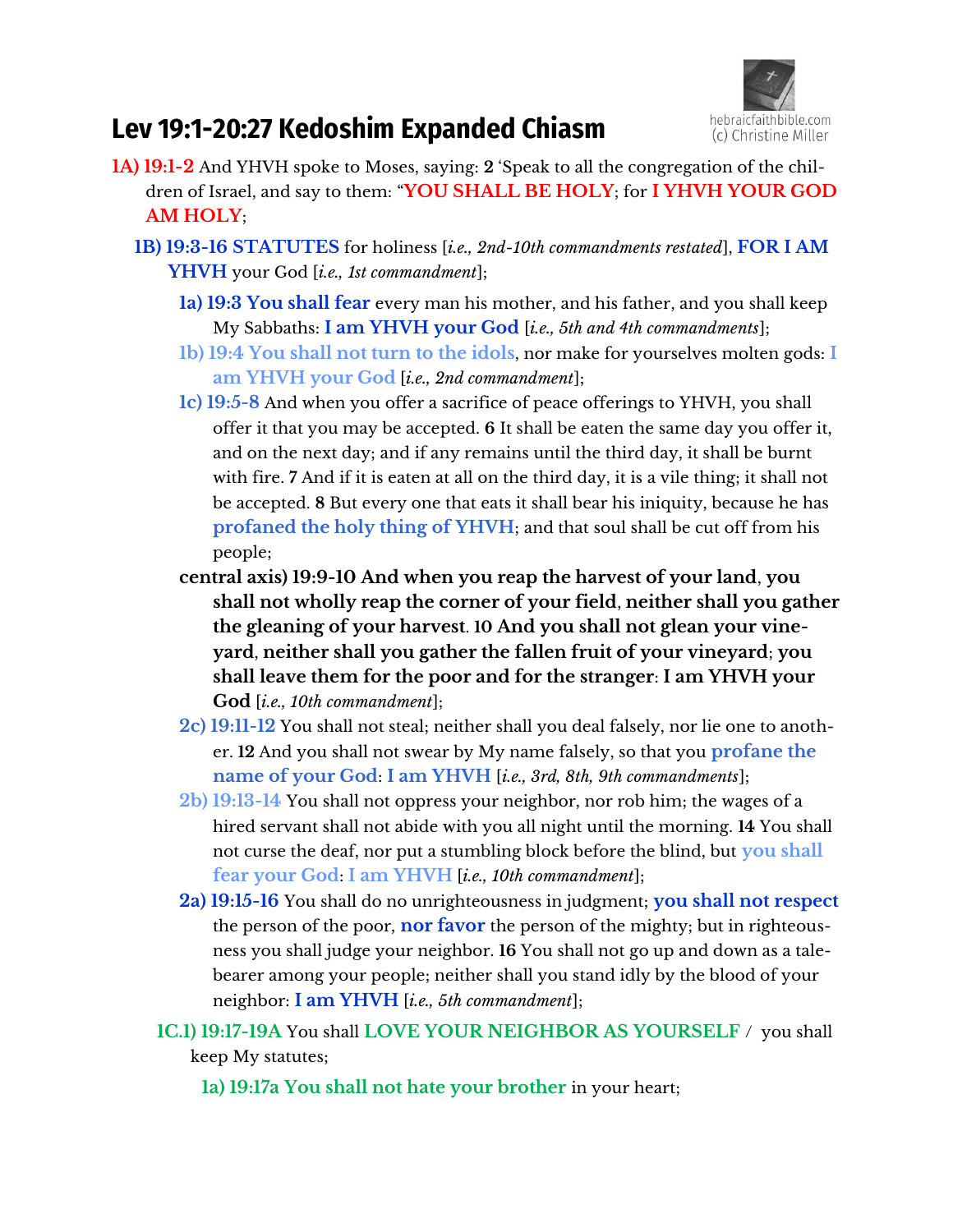# Lev 19:1-20:27 Kedoshim Expanded Chiasm

hebraicfaithbible.com
(c) Christine Miller

**1A) 19:1-2** And YHVH spoke to Moses, saying: **2** 'Speak to all the congregation of the children of Israel, and say to them: "**YOU SHALL BE HOLY**; for **I YHVH YOUR GOD AM HOLY**;

**1B) 19:3-16 STATUTES** for holiness [*i.e., 2nd-10th commandments restated*], **FOR I AM YHVH** your God [*i.e., 1st commandment*];

- **1a) 19:3 You shall fear** every man his mother, and his father, and you shall keep My Sabbaths: **I am YHVH your God** [*i.e., 5th and 4th commandments*];
- **1b) 19:4 You shall not turn to the idols**, nor make for yourselves molten gods: **I am YHVH your God** [*i.e., 2nd commandment*];
- **1c) 19:5-8** And when you offer a sacrifice of peace offerings to YHVH, you shall offer it that you may be accepted. **6** It shall be eaten the same day you offer it, and on the next day; and if any remains until the third day, it shall be burnt with fire. **7** And if it is eaten at all on the third day, it is a vile thing; it shall not be accepted. **8** But every one that eats it shall bear his iniquity, because he has **profaned the holy thing of YHVH**; and that soul shall be cut off from his people;
- **central axis) 19:9-10 And when you reap the harvest of your land, you shall not wholly reap the corner of your field, neither shall you gather the gleaning of your harvest. 10 And you shall not glean your vineyard, neither shall you gather the fallen fruit of your vineyard; you shall leave them for the poor and for the stranger: I am YHVH your God** [*i.e., 10th commandment*];
- **2c) 19:11-12** You shall not steal; neither shall you deal falsely, nor lie one to another. **12** And you shall not swear by My name falsely, so that you **profane the name of your God**: **I am YHVH** [*i.e., 3rd, 8th, 9th commandments*];
- **2b) 19:13-14** You shall not oppress your neighbor, nor rob him; the wages of a hired servant shall not abide with you all night until the morning. **14** You shall not curse the deaf, nor put a stumbling block before the blind, but **you shall fear your God**: **I am YHVH** [*i.e., 10th commandment*];
- **2a) 19:15-16** You shall do no unrighteousness in judgment; **you shall not respect** the person of the poor, **nor favor** the person of the mighty; but in righteousness you shall judge your neighbor. **16** You shall not go up and down as a talebearer among your people; neither shall you stand idly by the blood of your neighbor: **I am YHVH** [*i.e., 5th commandment*];

**1C.1) 19:17-19A** You shall **LOVE YOUR NEIGHBOR AS YOURSELF** / you shall keep My statutes;

- **1a) 19:17a You shall not hate your brother** in your heart;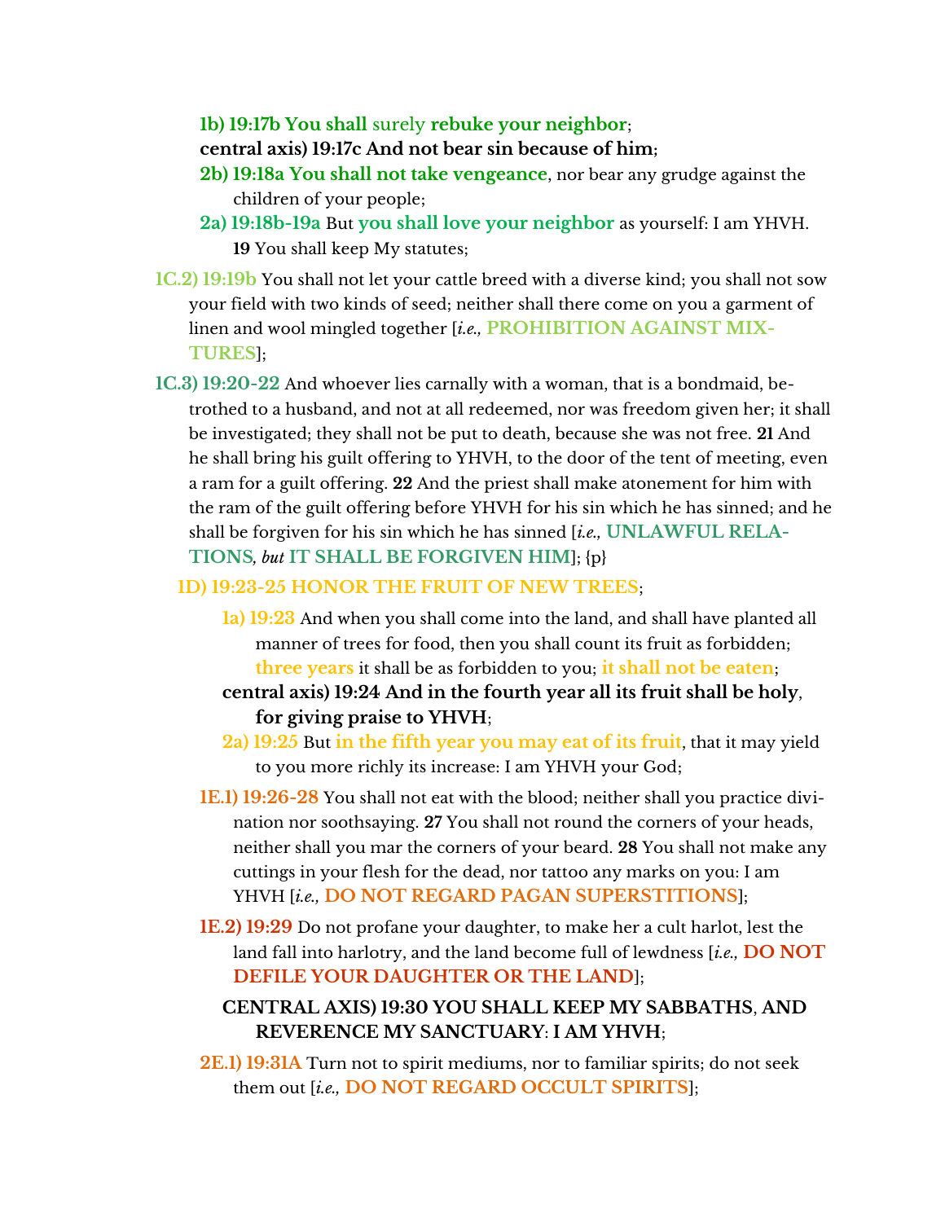**1b) 19:17b You shall** surely **rebuke your neighbor**;

**central axis) 19:17c And not bear sin because of him**;

**2b) 19:18a You shall not take vengeance**, nor bear any grudge against the children of your people;

**2a) 19:18b-19a** But **you shall love your neighbor** as yourself: I am YHVH. **19** You shall keep My statutes;

**1C.2) 19:19b** You shall not let your cattle breed with a diverse kind; you shall not sow your field with two kinds of seed; neither shall there come on you a garment of linen and wool mingled together [*i.e.,* **PROHIBITION AGAINST MIXTURES**];

**1C.3) 19:20-22** And whoever lies carnally with a woman, that is a bondmaid, betrothed to a husband, and not at all redeemed, nor was freedom given her; it shall be investigated; they shall not be put to death, because she was not free. **21** And he shall bring his guilt offering to YHVH, to the door of the tent of meeting, even a ram for a guilt offering. **22** And the priest shall make atonement for him with the ram of the guilt offering before YHVH for his sin which he has sinned; and he shall be forgiven for his sin which he has sinned [*i.e.,* **UNLAWFUL RELATIONS***, but* **IT SHALL BE FORGIVEN HIM**]; {p}

**1D) 19:23-25 HONOR THE FRUIT OF NEW TREES**;

**1a) 19:23** And when you shall come into the land, and shall have planted all manner of trees for food, then you shall count its fruit as forbidden; **three years** it shall be as forbidden to you; **it shall not be eaten**;

**central axis) 19:24 And in the fourth year all its fruit shall be holy**, **for giving praise to YHVH**;

**2a) 19:25** But **in the fifth year you may eat of its fruit**, that it may yield to you more richly its increase: I am YHVH your God;

**1E.1) 19:26-28** You shall not eat with the blood; neither shall you practice divination nor soothsaying. **27** You shall not round the corners of your heads, neither shall you mar the corners of your beard. **28** You shall not make any cuttings in your flesh for the dead, nor tattoo any marks on you: I am YHVH [*i.e.,* **DO NOT REGARD PAGAN SUPERSTITIONS**];

**1E.2) 19:29** Do not profane your daughter, to make her a cult harlot, lest the land fall into harlotry, and the land become full of lewdness [*i.e.,* **DO NOT DEFILE YOUR DAUGHTER OR THE LAND**];

**CENTRAL AXIS) 19:30 YOU SHALL KEEP MY SABBATHS**, **AND REVERENCE MY SANCTUARY**: **I AM YHVH**;

**2E.1) 19:31A** Turn not to spirit mediums, nor to familiar spirits; do not seek them out [*i.e.,* **DO NOT REGARD OCCULT SPIRITS**];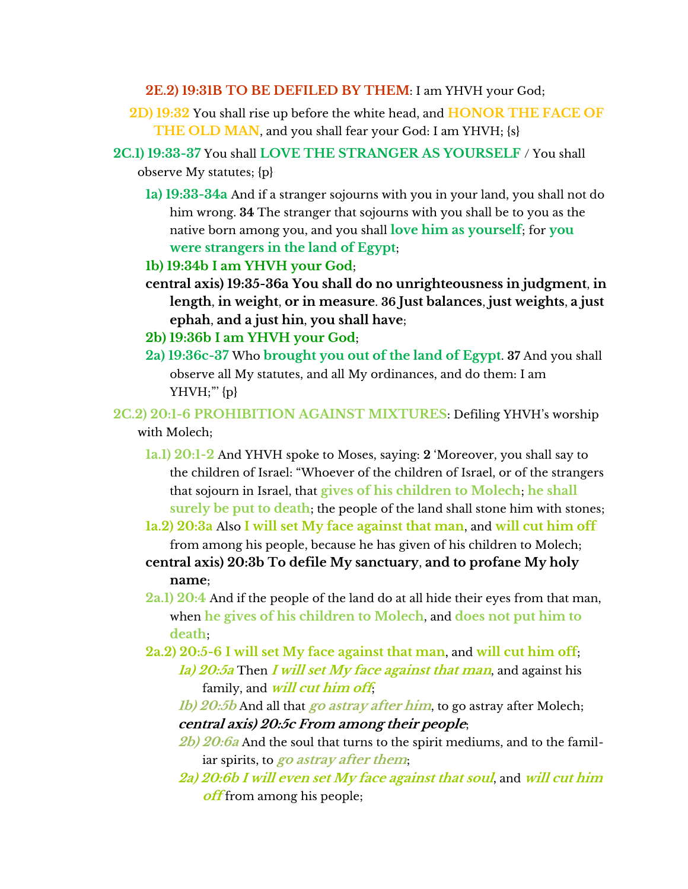**2E.2) 19:31B TO BE DEFILED BY THEM**: I am YHVH your God;

**2D) 19:32** You shall rise up before the white head, and **HONOR THE FACE OF THE OLD MAN**, and you shall fear your God: I am YHVH; {s}

**2C.1) 19:33-37** You shall **LOVE THE STRANGER AS YOURSELF** / You shall observe My statutes; {p}

- **1a) 19:33-34a** And if a stranger sojourns with you in your land, you shall not do him wrong. **34** The stranger that sojourns with you shall be to you as the native born among you, and you shall **love him as yourself**; for **you were strangers in the land of Egypt**;
- **1b) 19:34b I am YHVH your God**;
- **central axis) 19:35-36a You shall do no unrighteousness in judgment**, **in length**, **in weight**, **or in measure**. **36 Just balances**, **just weights**, **a just ephah**, **and a just hin**, **you shall have**;
- **2b) 19:36b I am YHVH your God**;
- **2a) 19:36c-37** Who **brought you out of the land of Egypt**. **37** And you shall observe all My statutes, and all My ordinances, and do them: I am YHVH;'" {p}

**2C.2) 20:1-6 PROHIBITION AGAINST MIXTURES**: Defiling YHVH's worship with Molech;

- **1a.1) 20:1-2** And YHVH spoke to Moses, saying: **2** 'Moreover, you shall say to the children of Israel: "Whoever of the children of Israel, or of the strangers that sojourn in Israel, that **gives of his children to Molech**; **he shall surely be put to death**; the people of the land shall stone him with stones;
- **1a.2) 20:3a** Also **I will set My face against that man**, and **will cut him off** from among his people, because he has given of his children to Molech;
- **central axis) 20:3b To defile My sanctuary**, **and to profane My holy name**;
- **2a.1) 20:4** And if the people of the land do at all hide their eyes from that man, when **he gives of his children to Molech**, and **does not put him to death**;
- **2a.2) 20:5-6 I will set My face against that man**, and **will cut him off**;
  - ***1a) 20:5a*** Then ***I will set My face against that man***, and against his family, and ***will cut him off***;
  - ***1b) 20:5b*** And all that ***go astray after him***, to go astray after Molech;
  - ***central axis) 20:5c From among their people***;
  - ***2b) 20:6a*** And the soul that turns to the spirit mediums, and to the familiar spirits, to ***go astray after them***;
  - ***2a) 20:6b I will even set My face against that soul***, and ***will cut him off*** from among his people;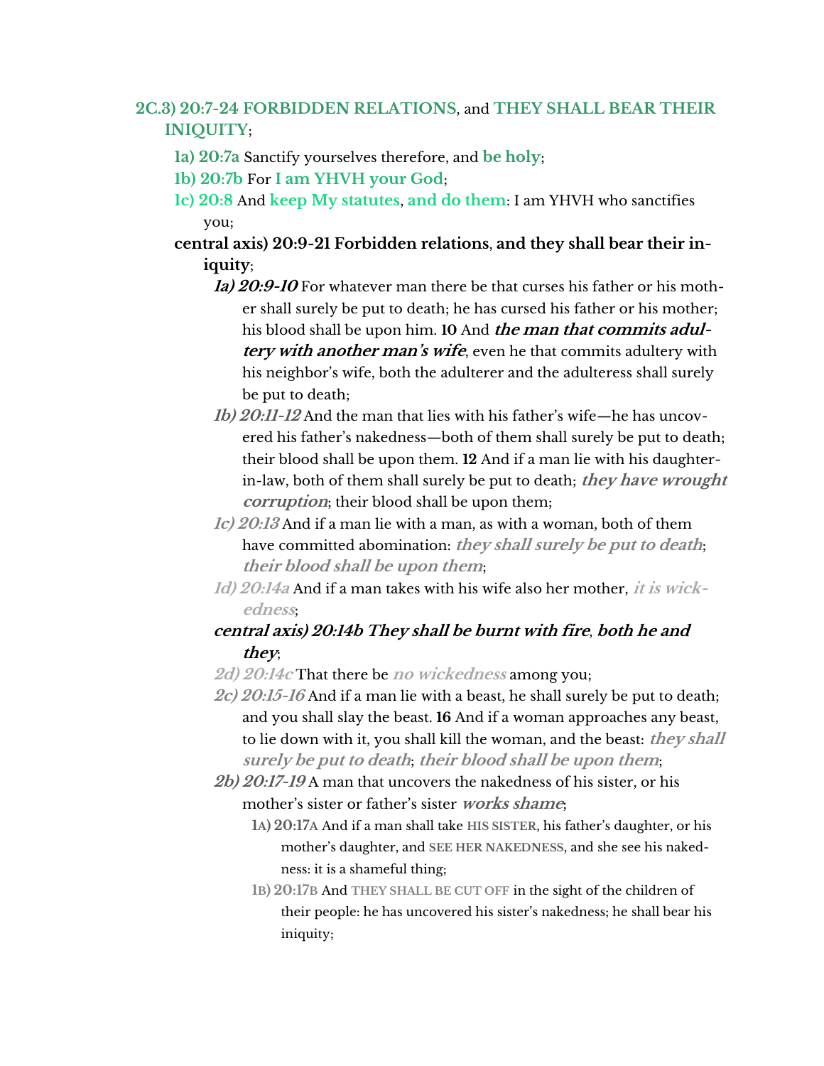**2C.3) 20:7-24 FORBIDDEN RELATIONS**, and **THEY SHALL BEAR THEIR INIQUITY**;

- **1a) 20:7a** Sanctify yourselves therefore, and **be holy**;
- **1b) 20:7b** For **I am YHVH your God**;
- **1c) 20:8** And **keep My statutes**, **and do them**: I am YHVH who sanctifies you;
- **central axis) 20:9-21 Forbidden relations**, **and they shall bear their iniquity**;
    - ***1a) 20:9-10*** For whatever man there be that curses his father or his mother shall surely be put to death; he has cursed his father or his mother; his blood shall be upon him. **10** And ***the man that commits adultery with another man's wife***, even he that commits adultery with his neighbor's wife, both the adulterer and the adulteress shall surely be put to death;
    - ***1b) 20:11-12*** And the man that lies with his father's wife—he has uncovered his father's nakedness—both of them shall surely be put to death; their blood shall be upon them. **12** And if a man lie with his daughter-in-law, both of them shall surely be put to death; ***they have wrought corruption***; their blood shall be upon them;
    - ***1c) 20:13*** And if a man lie with a man, as with a woman, both of them have committed abomination: ***they shall surely be put to death***; ***their blood shall be upon them***;
    - ***1d) 20:14a*** And if a man takes with his wife also her mother, ***it is wickedness***;
    - ***central axis) 20:14b They shall be burnt with fire***, ***both he and they***;
    - ***2d) 20:14c*** That there be ***no wickedness*** among you;
    - ***2c) 20:15-16*** And if a man lie with a beast, he shall surely be put to death; and you shall slay the beast. **16** And if a woman approaches any beast, to lie down with it, you shall kill the woman, and the beast: ***they shall surely be put to death***; ***their blood shall be upon them***;
    - ***2b) 20:17-19*** A man that uncovers the nakedness of his sister, or his mother's sister or father's sister ***works shame***;
        - **1A) 20:17A** And if a man shall take **HIS SISTER**, his father's daughter, or his mother's daughter, and **SEE HER NAKEDNESS**, and she see his nakedness: it is a shameful thing;
        - **1B) 20:17B** And **THEY SHALL BE CUT OFF** in the sight of the children of their people: he has uncovered his sister's nakedness; he shall bear his iniquity;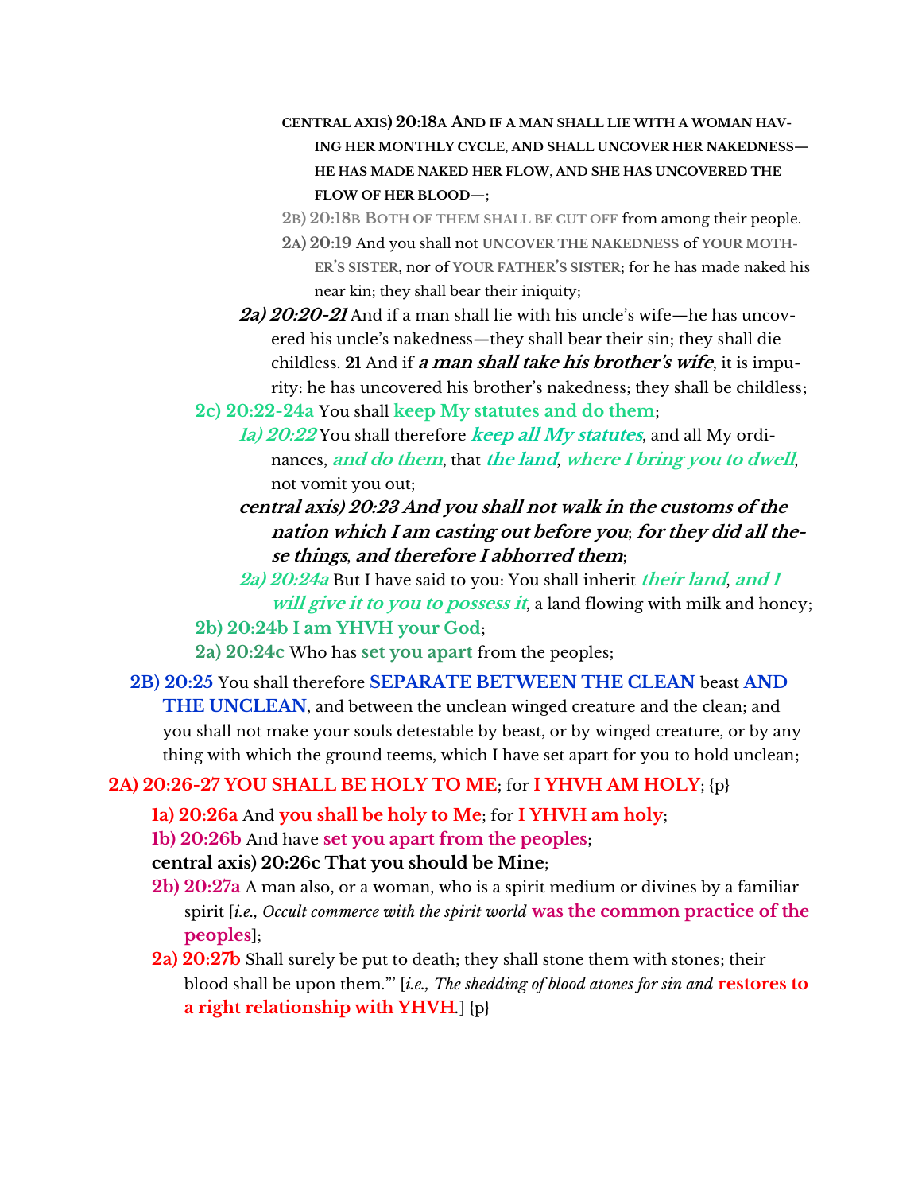**CENTRAL AXIS) 20:18A AND IF A MAN SHALL LIE WITH A WOMAN HAVING HER MONTHLY CYCLE, AND SHALL UNCOVER HER NAKEDNESS—HE HAS MADE NAKED HER FLOW, AND SHE HAS UNCOVERED THE FLOW OF HER BLOOD—;**

2B) **20:18B** BOTH OF THEM SHALL BE CUT OFF from among their people.

2A) **20:19** And you shall not UNCOVER THE NAKEDNESS of YOUR MOTHER'S SISTER, nor of YOUR FATHER'S SISTER; for he has made naked his near kin; they shall bear their iniquity;

***2a) 20:20-21*** And if a man shall lie with his uncle's wife—he has uncovered his uncle's nakedness—they shall bear their sin; they shall die childless. **21** And if ***a man shall take his brother's wife***, it is impurity: he has uncovered his brother's nakedness; they shall be childless;

**2c) 20:22-24a** You shall **keep My statutes and do them**;

***1a) 20:22*** You shall therefore ***keep all My statutes***, and all My ordinances, ***and do them***, that ***the land***, ***where I bring you to dwell***, not vomit you out;

***central axis) 20:23 And you shall not walk in the customs of the nation which I am casting out before you; for they did all these things, and therefore I abhorred them;***

***2a) 20:24a*** But I have said to you: You shall inherit ***their land***, ***and I will give it to you to possess it***, a land flowing with milk and honey;

**2b) 20:24b I am YHVH your God**;

**2a) 20:24c** Who has **set you apart** from the peoples;

**2B) 20:25** You shall therefore **SEPARATE BETWEEN THE CLEAN** beast **AND THE UNCLEAN**, and between the unclean winged creature and the clean; and you shall not make your souls detestable by beast, or by winged creature, or by any thing with which the ground teems, which I have set apart for you to hold unclean;

**2A) 20:26-27 YOU SHALL BE HOLY TO ME**; for **I YHVH AM HOLY**; {p}

**1a) 20:26a** And **you shall be holy to Me**; for **I YHVH am holy**;

**1b) 20:26b** And have **set you apart from the peoples**;

**central axis) 20:26c That you should be Mine**;

**2b) 20:27a** A man also, or a woman, who is a spirit medium or divines by a familiar spirit [*i.e., Occult commerce with the spirit world* **was the common practice of the peoples**];

**2a) 20:27b** Shall surely be put to death; they shall stone them with stones; their blood shall be upon them."' [*i.e., The shedding of blood atones for sin and* **restores to a right relationship with YHVH**.] {p}